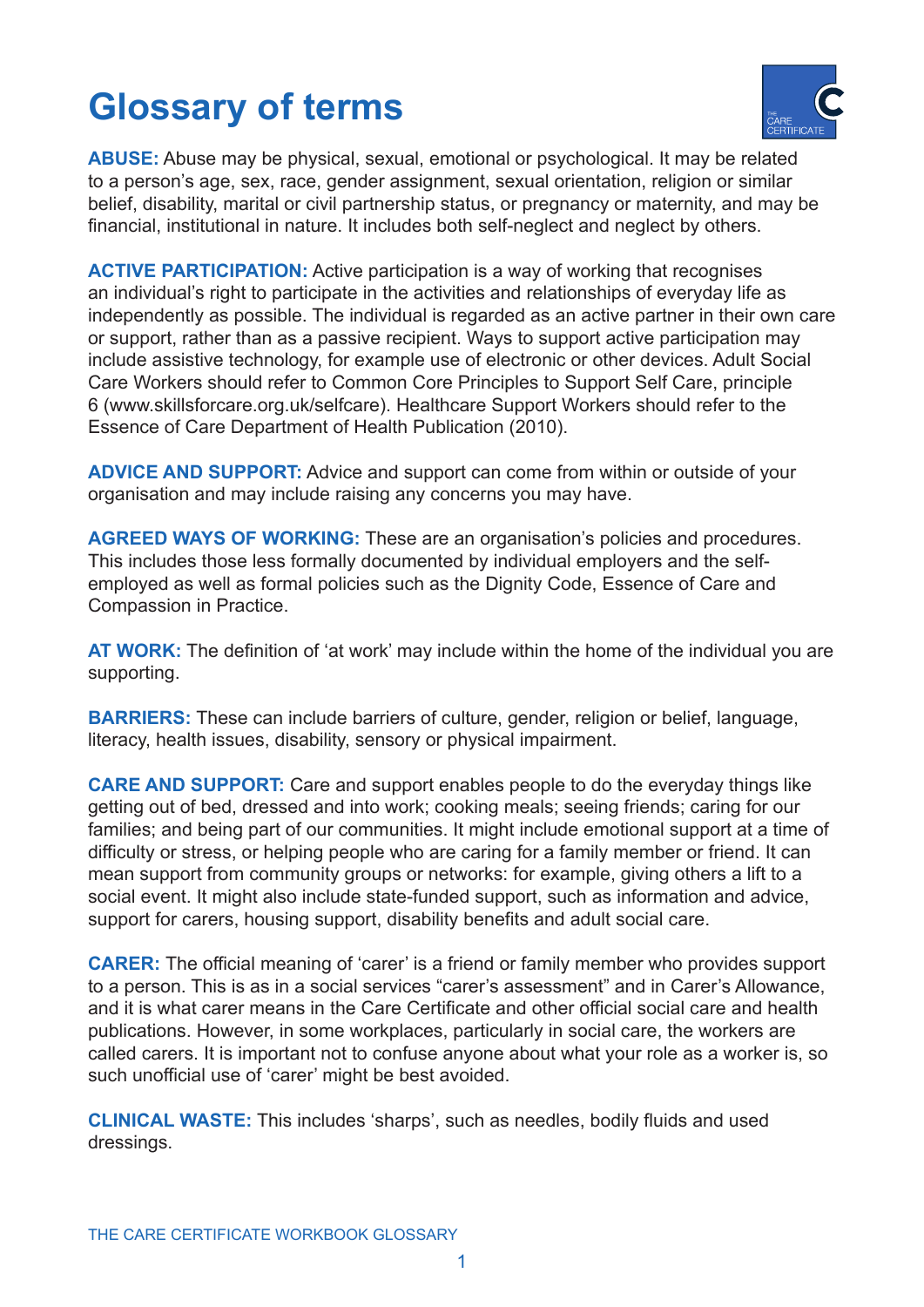# Glossary of terms

**ABUSE:** Abuse may be physical, sexual, emotional or psychological. It may be related to a person's age, sex, race, gender assignment, sexual orientation, religion or similar belief, disability, marital or civil partnership status, or pregnancy or maternity, and may be financial, institutional in nature. It includes both self-neglect and neglect by others.

**ACTIVE PARTICIPATION:** Active participation is a way of working that recognises an individual's right to participate in the activities and relationships of everyday life as independently as possible. The individual is regarded as an active partner in their own care or support, rather than as a passive recipient. Ways to support active participation may include assistive technology, for example use of electronic or other devices. Adult Social Care Workers should refer to Common Core Principles to Support Self Care, principle 6 (www.skillsforcare.org.uk/selfcare). Healthcare Support Workers should refer to the Essence of Care Department of Health Publication (2010).

**ADVICE AND SUPPORT:** Advice and support can come from within or outside of your organisation and may include raising any concerns you may have.

**AGREED WAYS OF WORKING:** These are an organisation's policies and procedures. This includes those less formally documented by individual employers and the self-employed as well as formal policies such as the Dignity Code, Essence of Care and Compassion in Practice.

**AT WORK:** The definition of 'at work' may include within the home of the individual you are supporting.

**BARRIERS:** These can include barriers of culture, gender, religion or belief, language, literacy, health issues, disability, sensory or physical impairment.

**CARE AND SUPPORT:** Care and support enables people to do the everyday things like getting out of bed, dressed and into work; cooking meals; seeing friends; caring for our families; and being part of our communities. It might include emotional support at a time of difficulty or stress, or helping people who are caring for a family member or friend. It can mean support from community groups or networks: for example, giving others a lift to a social event. It might also include state-funded support, such as information and advice, support for carers, housing support, disability benefits and adult social care.

**CARER:** The official meaning of 'carer' is a friend or family member who provides support to a person. This is as in a social services "carer's assessment" and in Carer's Allowance, and it is what carer means in the Care Certificate and other official social care and health publications. However, in some workplaces, particularly in social care, the workers are called carers. It is important not to confuse anyone about what your role as a worker is, so such unofficial use of 'carer' might be best avoided.

**CLINICAL WASTE:** This includes 'sharps', such as needles, bodily fluids and used dressings.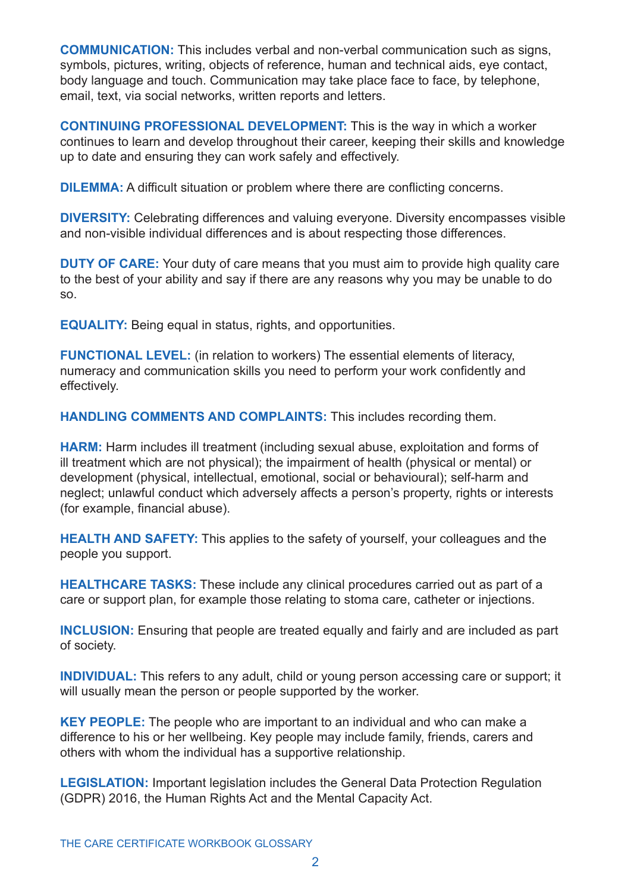**COMMUNICATION:** This includes verbal and non-verbal communication such as signs, symbols, pictures, writing, objects of reference, human and technical aids, eye contact, body language and touch. Communication may take place face to face, by telephone, email, text, via social networks, written reports and letters.

**CONTINUING PROFESSIONAL DEVELOPMENT:** This is the way in which a worker continues to learn and develop throughout their career, keeping their skills and knowledge up to date and ensuring they can work safely and effectively.

**DILEMMA:** A difficult situation or problem where there are conflicting concerns.

**DIVERSITY:** Celebrating differences and valuing everyone. Diversity encompasses visible and non-visible individual differences and is about respecting those differences.

**DUTY OF CARE:** Your duty of care means that you must aim to provide high quality care to the best of your ability and say if there are any reasons why you may be unable to do so.

**EQUALITY:** Being equal in status, rights, and opportunities.

**FUNCTIONAL LEVEL:** (in relation to workers) The essential elements of literacy, numeracy and communication skills you need to perform your work confidently and effectively.

**HANDLING COMMENTS AND COMPLAINTS:** This includes recording them.

**HARM:** Harm includes ill treatment (including sexual abuse, exploitation and forms of ill treatment which are not physical); the impairment of health (physical or mental) or development (physical, intellectual, emotional, social or behavioural); self-harm and neglect; unlawful conduct which adversely affects a person's property, rights or interests (for example, financial abuse).

**HEALTH AND SAFETY:** This applies to the safety of yourself, your colleagues and the people you support.

**HEALTHCARE TASKS:** These include any clinical procedures carried out as part of a care or support plan, for example those relating to stoma care, catheter or injections.

**INCLUSION:** Ensuring that people are treated equally and fairly and are included as part of society.

**INDIVIDUAL:** This refers to any adult, child or young person accessing care or support; it will usually mean the person or people supported by the worker.

**KEY PEOPLE:** The people who are important to an individual and who can make a difference to his or her wellbeing. Key people may include family, friends, carers and others with whom the individual has a supportive relationship.

**LEGISLATION:** Important legislation includes the General Data Protection Regulation (GDPR) 2016, the Human Rights Act and the Mental Capacity Act.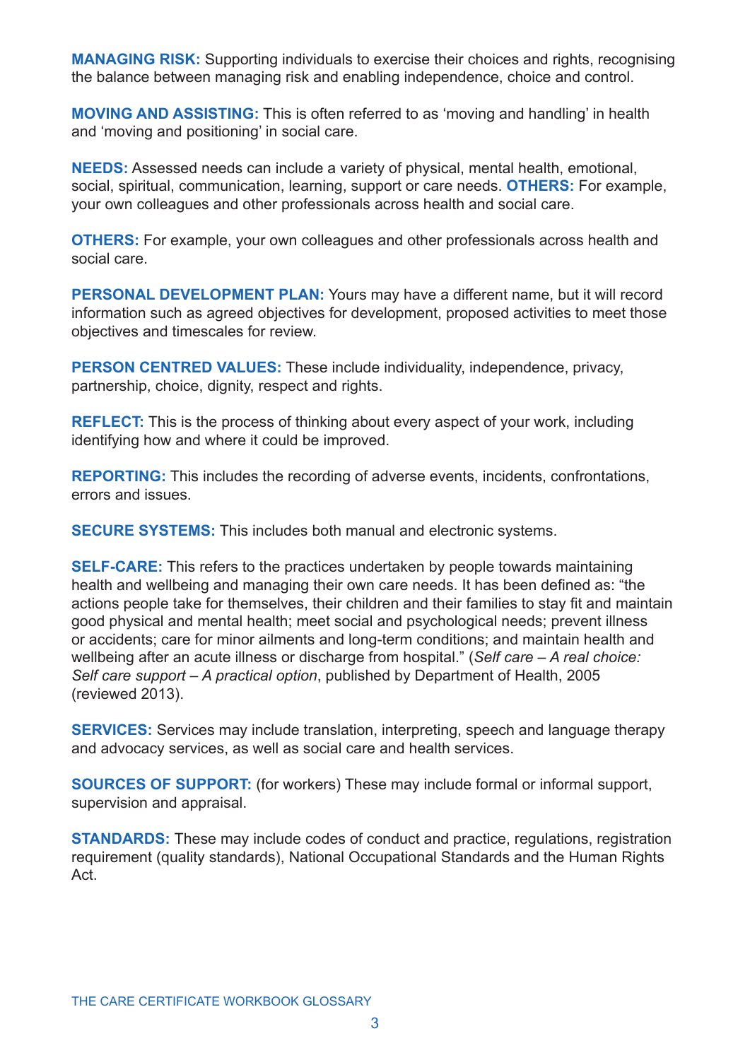**MANAGING RISK:** Supporting individuals to exercise their choices and rights, recognising the balance between managing risk and enabling independence, choice and control.

**MOVING AND ASSISTING:** This is often referred to as 'moving and handling' in health and 'moving and positioning' in social care.

**NEEDS:** Assessed needs can include a variety of physical, mental health, emotional, social, spiritual, communication, learning, support or care needs. **OTHERS:** For example, your own colleagues and other professionals across health and social care.

**OTHERS:** For example, your own colleagues and other professionals across health and social care.

**PERSONAL DEVELOPMENT PLAN:** Yours may have a different name, but it will record information such as agreed objectives for development, proposed activities to meet those objectives and timescales for review.

**PERSON CENTRED VALUES:** These include individuality, independence, privacy, partnership, choice, dignity, respect and rights.

**REFLECT:** This is the process of thinking about every aspect of your work, including identifying how and where it could be improved.

**REPORTING:** This includes the recording of adverse events, incidents, confrontations, errors and issues.

**SECURE SYSTEMS:** This includes both manual and electronic systems.

**SELF-CARE:** This refers to the practices undertaken by people towards maintaining health and wellbeing and managing their own care needs. It has been defined as: "the actions people take for themselves, their children and their families to stay fit and maintain good physical and mental health; meet social and psychological needs; prevent illness or accidents; care for minor ailments and long-term conditions; and maintain health and wellbeing after an acute illness or discharge from hospital." (*Self care – A real choice: Self care support – A practical option*, published by Department of Health, 2005 (reviewed 2013).

**SERVICES:** Services may include translation, interpreting, speech and language therapy and advocacy services, as well as social care and health services.

**SOURCES OF SUPPORT:** (for workers) These may include formal or informal support, supervision and appraisal.

**STANDARDS:** These may include codes of conduct and practice, regulations, registration requirement (quality standards), National Occupational Standards and the Human Rights Act.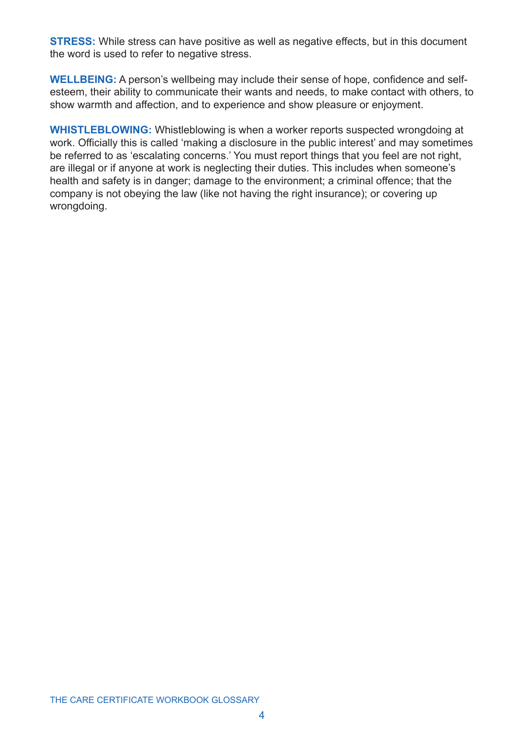**STRESS:** While stress can have positive as well as negative effects, but in this document the word is used to refer to negative stress.

**WELLBEING:** A person's wellbeing may include their sense of hope, confidence and self-esteem, their ability to communicate their wants and needs, to make contact with others, to show warmth and affection, and to experience and show pleasure or enjoyment.

**WHISTLEBLOWING:** Whistleblowing is when a worker reports suspected wrongdoing at work. Officially this is called 'making a disclosure in the public interest' and may sometimes be referred to as 'escalating concerns.' You must report things that you feel are not right, are illegal or if anyone at work is neglecting their duties. This includes when someone's health and safety is in danger; damage to the environment; a criminal offence; that the company is not obeying the law (like not having the right insurance); or covering up wrongdoing.